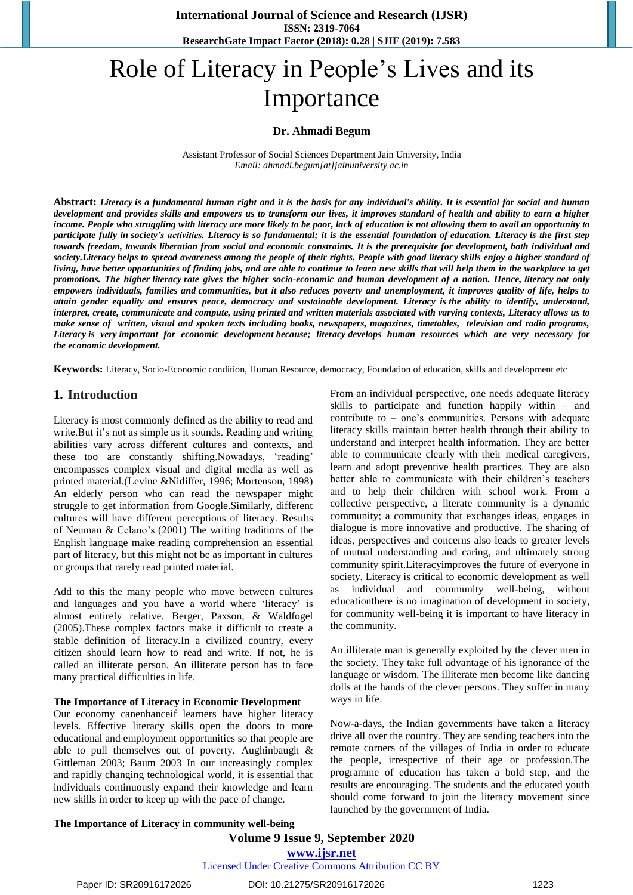# Role of Literacy in People's Lives and its Importance

**Dr. Ahmadi Begum**

Assistant Professor of Social Sciences Department Jain University, India
*Email: ahmadi.begum[at]jainuniversity.ac.in*

**Abstract:** ***Literacy is a fundamental human right and it is the basis for any individual's ability. It is essential for social and human development and provides skills and empowers us to transform our lives, it improves standard of health and ability to earn a higher income. People who struggling with literacy are more likely to be poor, lack of education is not allowing them to avail an opportunity to participate fully in society's activities. Literacy is so fundamental; it is the essential foundation of education. Literacy is the first step towards freedom, towards liberation from social and economic constraints. It is the prerequisite for development, both individual and society.Literacy helps to spread awareness among the people of their rights. People with good literacy skills enjoy a higher standard of living, have better opportunities of finding jobs, and are able to continue to learn new skills that will help them in the workplace to get promotions. The higher literacy rate gives the higher socio-economic and human development of a nation. Hence, literacy not only empowers individuals, families and communities, but it also reduces poverty and unemployment, it improves quality of life, helps to attain gender equality and ensures peace, democracy and sustainable development. Literacy is the ability to identify, understand, interpret, create, communicate and compute, using printed and written materials associated with varying contexts, Literacy allows us to make sense of written, visual and spoken texts including books, newspapers, magazines, timetables, television and radio programs, Literacy is very important for economic development because; literacy develops human resources which are very necessary for the economic development.***

**Keywords:** Literacy, Socio-Economic condition, Human Resource, democracy, Foundation of education, skills and development etc

## 1. Introduction

Literacy is most commonly defined as the ability to read and write.But it's not as simple as it sounds. Reading and writing abilities vary across different cultures and contexts, and these too are constantly shifting.Nowadays, 'reading' encompasses complex visual and digital media as well as printed material.(Levine &Nidiffer, 1996; Mortenson, 1998) An elderly person who can read the newspaper might struggle to get information from Google.Similarly, different cultures will have different perceptions of literacy. Results of Neuman & Celano's (2001) The writing traditions of the English language make reading comprehension an essential part of literacy, but this might not be as important in cultures or groups that rarely read printed material.

Add to this the many people who move between cultures and languages and you have a world where 'literacy' is almost entirely relative. Berger, Paxson, & Waldfogel (2005).These complex factors make it difficult to create a stable definition of literacy.In a civilized country, every citizen should learn how to read and write. If not, he is called an illiterate person. An illiterate person has to face many practical difficulties in life.

**The Importance of Literacy in Economic Development**

Our economy canenhanceif learners have higher literacy levels. Effective literacy skills open the doors to more educational and employment opportunities so that people are able to pull themselves out of poverty. Aughinbaugh & Gittleman 2003; Baum 2003 In our increasingly complex and rapidly changing technological world, it is essential that individuals continuously expand their knowledge and learn new skills in order to keep up with the pace of change.

**The Importance of Literacy in community well-being**

From an individual perspective, one needs adequate literacy skills to participate and function happily within – and contribute to – one's communities. Persons with adequate literacy skills maintain better health through their ability to understand and interpret health information. They are better able to communicate clearly with their medical caregivers, learn and adopt preventive health practices. They are also better able to communicate with their children's teachers and to help their children with school work. From a collective perspective, a literate community is a dynamic community; a community that exchanges ideas, engages in dialogue is more innovative and productive. The sharing of ideas, perspectives and concerns also leads to greater levels of mutual understanding and caring, and ultimately strong community spirit.Literacyimproves the future of everyone in society. Literacy is critical to economic development as well as individual and community well-being, without educationthere is no imagination of development in society, for community well-being it is important to have literacy in the community.

An illiterate man is generally exploited by the clever men in the society. They take full advantage of his ignorance of the language or wisdom. The illiterate men become like dancing dolls at the hands of the clever persons. They suffer in many ways in life.

Now-a-days, the Indian governments have taken a literacy drive all over the country. They are sending teachers into the remote corners of the villages of India in order to educate the people, irrespective of their age or profession.The programme of education has taken a bold step, and the results are encouraging. The students and the educated youth should come forward to join the literacy movement since launched by the government of India.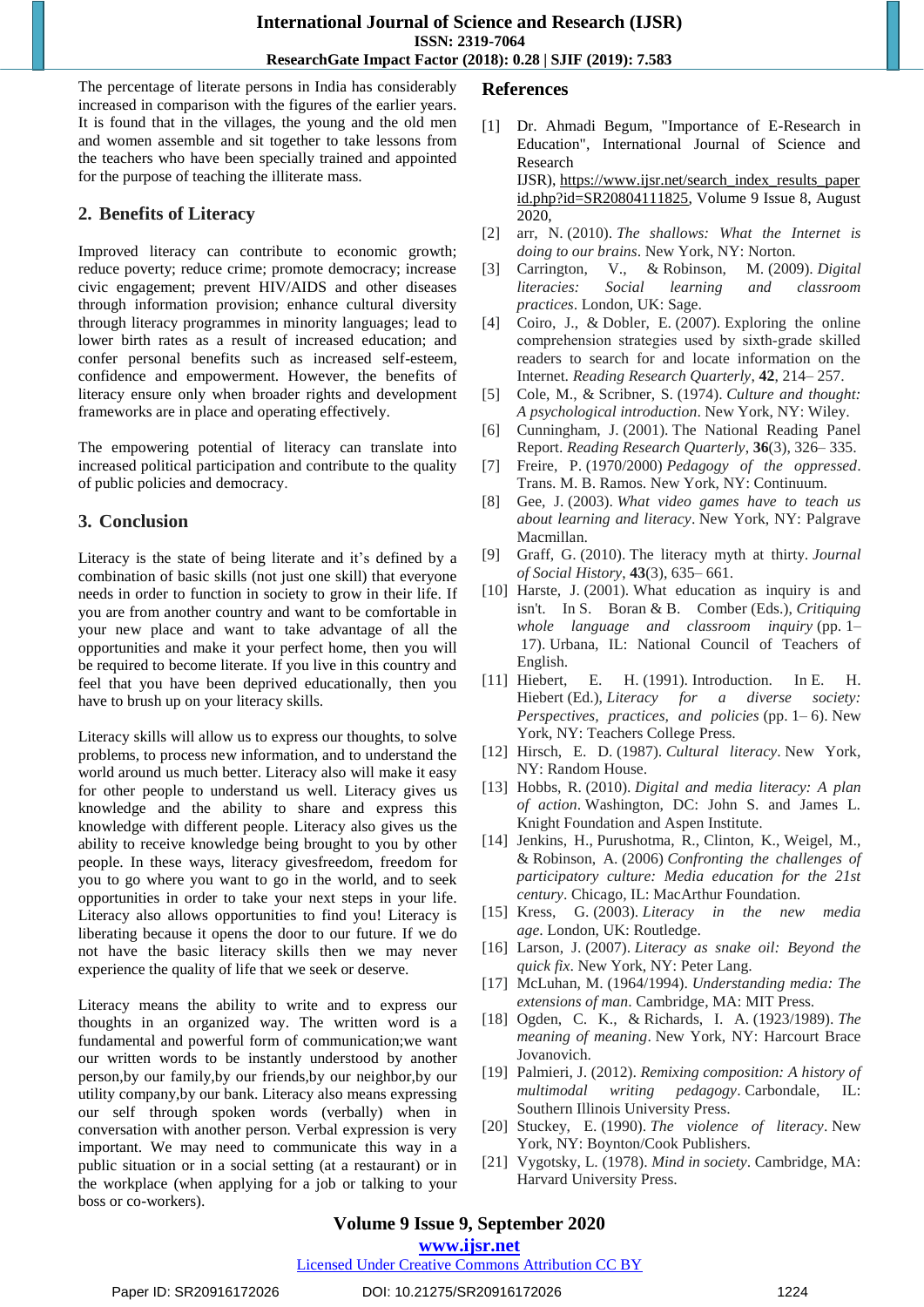The percentage of literate persons in India has considerably increased in comparison with the figures of the earlier years. It is found that in the villages, the young and the old men and women assemble and sit together to take lessons from the teachers who have been specially trained and appointed for the purpose of teaching the illiterate mass.

## 2. Benefits of Literacy

Improved literacy can contribute to economic growth; reduce poverty; reduce crime; promote democracy; increase civic engagement; prevent HIV/AIDS and other diseases through information provision; enhance cultural diversity through literacy programmes in minority languages; lead to lower birth rates as a result of increased education; and confer personal benefits such as increased self-esteem, confidence and empowerment. However, the benefits of literacy ensure only when broader rights and development frameworks are in place and operating effectively.

The empowering potential of literacy can translate into increased political participation and contribute to the quality of public policies and democracy.

## 3. Conclusion

Literacy is the state of being literate and it's defined by a combination of basic skills (not just one skill) that everyone needs in order to function in society to grow in their life. If you are from another country and want to be comfortable in your new place and want to take advantage of all the opportunities and make it your perfect home, then you will be required to become literate. If you live in this country and feel that you have been deprived educationally, then you have to brush up on your literacy skills.

Literacy skills will allow us to express our thoughts, to solve problems, to process new information, and to understand the world around us much better. Literacy also will make it easy for other people to understand us well. Literacy gives us knowledge and the ability to share and express this knowledge with different people. Literacy also gives us the ability to receive knowledge being brought to you by other people. In these ways, literacy givesfreedom, freedom for you to go where you want to go in the world, and to seek opportunities in order to take your next steps in your life. Literacy also allows opportunities to find you! Literacy is liberating because it opens the door to our future. If we do not have the basic literacy skills then we may never experience the quality of life that we seek or deserve.

Literacy means the ability to write and to express our thoughts in an organized way. The written word is a fundamental and powerful form of communication;we want our written words to be instantly understood by another person,by our family,by our friends,by our neighbor,by our utility company,by our bank. Literacy also means expressing our self through spoken words (verbally) when in conversation with another person. Verbal expression is very important. We may need to communicate this way in a public situation or in a social setting (at a restaurant) or in the workplace (when applying for a job or talking to your boss or co-workers).

## References

[1] Dr. Ahmadi Begum, "Importance of E-Research in Education", International Journal of Science and Research IJSR), https://www.ijsr.net/search_index_results_paperid.php?id=SR20804111825, Volume 9 Issue 8, August 2020,

[2] arr, N. (2010). *The shallows: What the Internet is doing to our brains*. New York, NY: Norton.

[3] Carrington, V., & Robinson, M. (2009). *Digital literacies: Social learning and classroom practices*. London, UK: Sage.

[4] Coiro, J., & Dobler, E. (2007). Exploring the online comprehension strategies used by sixth-grade skilled readers to search for and locate information on the Internet. *Reading Research Quarterly*, **42**, 214– 257.

[5] Cole, M., & Scribner, S. (1974). *Culture and thought: A psychological introduction*. New York, NY: Wiley.

[6] Cunningham, J. (2001). The National Reading Panel Report. *Reading Research Quarterly*, **36**(3), 326– 335.

[7] Freire, P. (1970/2000) *Pedagogy of the oppressed*. Trans. M. B. Ramos. New York, NY: Continuum.

[8] Gee, J. (2003). *What video games have to teach us about learning and literacy*. New York, NY: Palgrave Macmillan.

[9] Graff, G. (2010). The literacy myth at thirty. *Journal of Social History*, **43**(3), 635– 661.

[10] Harste, J. (2001). What education as inquiry is and isn't. In S. Boran & B. Comber (Eds.), *Critiquing whole language and classroom inquiry* (pp. 1– 17). Urbana, IL: National Council of Teachers of English.

[11] Hiebert, E. H. (1991). Introduction. In E. H. Hiebert (Ed.), *Literacy for a diverse society: Perspectives, practices, and policies* (pp. 1– 6). New York, NY: Teachers College Press.

[12] Hirsch, E. D. (1987). *Cultural literacy*. New York, NY: Random House.

[13] Hobbs, R. (2010). *Digital and media literacy: A plan of action*. Washington, DC: John S. and James L. Knight Foundation and Aspen Institute.

[14] Jenkins, H., Purushotma, R., Clinton, K., Weigel, M., & Robinson, A. (2006) *Confronting the challenges of participatory culture: Media education for the 21st century*. Chicago, IL: MacArthur Foundation.

[15] Kress, G. (2003). *Literacy in the new media age*. London, UK: Routledge.

[16] Larson, J. (2007). *Literacy as snake oil: Beyond the quick fix*. New York, NY: Peter Lang.

[17] McLuhan, M. (1964/1994). *Understanding media: The extensions of man*. Cambridge, MA: MIT Press.

[18] Ogden, C. K., & Richards, I. A. (1923/1989). *The meaning of meaning*. New York, NY: Harcourt Brace Jovanovich.

[19] Palmieri, J. (2012). *Remixing composition: A history of multimodal writing pedagogy*. Carbondale, IL: Southern Illinois University Press.

[20] Stuckey, E. (1990). *The violence of literacy*. New York, NY: Boynton/Cook Publishers.

[21] Vygotsky, L. (1978). *Mind in society*. Cambridge, MA: Harvard University Press.